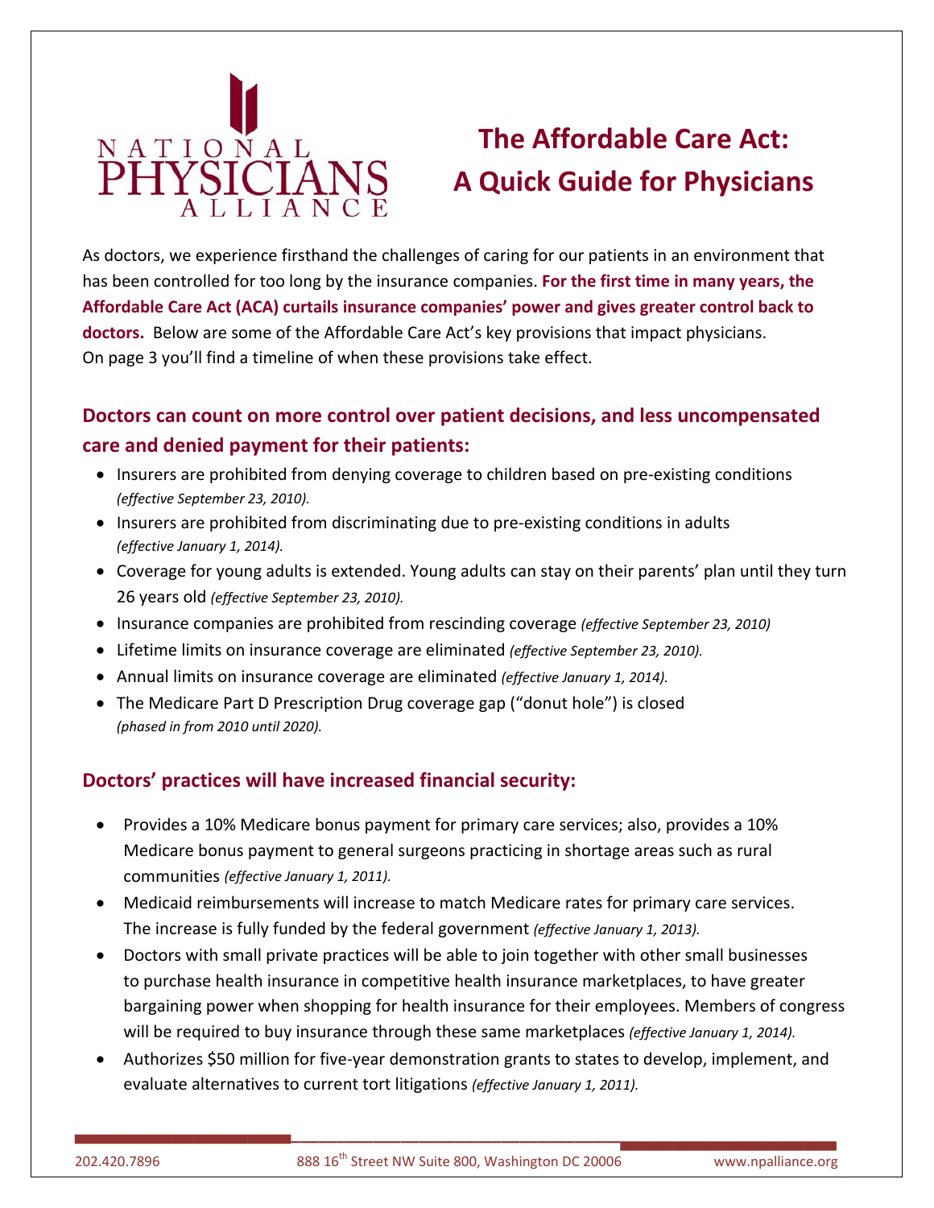NATIONAL PHYSICIANS ALLIANCE

# The Affordable Care Act: A Quick Guide for Physicians

As doctors, we experience firsthand the challenges of caring for our patients in an environment that has been controlled for too long by the insurance companies. **For the first time in many years, the Affordable Care Act (ACA) curtails insurance companies' power and gives greater control back to doctors.** Below are some of the Affordable Care Act's key provisions that impact physicians. On page 3 you'll find a timeline of when these provisions take effect.

## Doctors can count on more control over patient decisions, and less uncompensated care and denied payment for their patients:

- Insurers are prohibited from denying coverage to children based on pre-existing conditions *(effective September 23, 2010).*
- Insurers are prohibited from discriminating due to pre-existing conditions in adults *(effective January 1, 2014).*
- Coverage for young adults is extended. Young adults can stay on their parents' plan until they turn 26 years old *(effective September 23, 2010).*
- Insurance companies are prohibited from rescinding coverage *(effective September 23, 2010)*
- Lifetime limits on insurance coverage are eliminated *(effective September 23, 2010).*
- Annual limits on insurance coverage are eliminated *(effective January 1, 2014).*
- The Medicare Part D Prescription Drug coverage gap ("donut hole") is closed *(phased in from 2010 until 2020).*

## Doctors' practices will have increased financial security:

- Provides a 10% Medicare bonus payment for primary care services; also, provides a 10% Medicare bonus payment to general surgeons practicing in shortage areas such as rural communities *(effective January 1, 2011).*
- Medicaid reimbursements will increase to match Medicare rates for primary care services. The increase is fully funded by the federal government *(effective January 1, 2013).*
- Doctors with small private practices will be able to join together with other small businesses to purchase health insurance in competitive health insurance marketplaces, to have greater bargaining power when shopping for health insurance for their employees. Members of congress will be required to buy insurance through these same marketplaces *(effective January 1, 2014).*
- Authorizes $50 million for five-year demonstration grants to states to develop, implement, and evaluate alternatives to current tort litigations *(effective January 1, 2011).*

202.420.7896 | 888 16th Street NW Suite 800, Washington DC 20006 | www.npalliance.org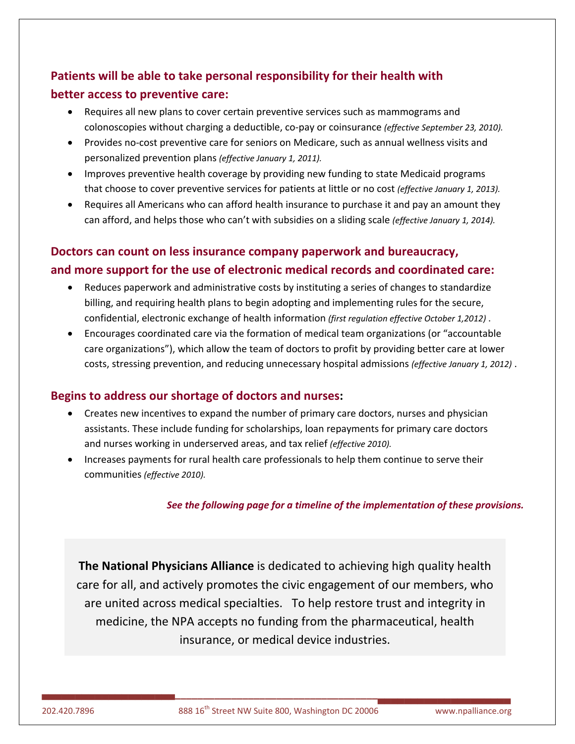## Patients will be able to take personal responsibility for their health with better access to preventive care:

- Requires all new plans to cover certain preventive services such as mammograms and colonoscopies without charging a deductible, co-pay or coinsurance *(effective September 23, 2010).*
- Provides no-cost preventive care for seniors on Medicare, such as annual wellness visits and personalized prevention plans *(effective January 1, 2011).*
- Improves preventive health coverage by providing new funding to state Medicaid programs that choose to cover preventive services for patients at little or no cost *(effective January 1, 2013).*
- Requires all Americans who can afford health insurance to purchase it and pay an amount they can afford, and helps those who can't with subsidies on a sliding scale *(effective January 1, 2014).*

## Doctors can count on less insurance company paperwork and bureaucracy, and more support for the use of electronic medical records and coordinated care:

- Reduces paperwork and administrative costs by instituting a series of changes to standardize billing, and requiring health plans to begin adopting and implementing rules for the secure, confidential, electronic exchange of health information *(first regulation effective October 1,2012)* .
- Encourages coordinated care via the formation of medical team organizations (or "accountable care organizations"), which allow the team of doctors to profit by providing better care at lower costs, stressing prevention, and reducing unnecessary hospital admissions *(effective January 1, 2012)* .

## Begins to address our shortage of doctors and nurses:

- Creates new incentives to expand the number of primary care doctors, nurses and physician assistants. These include funding for scholarships, loan repayments for primary care doctors and nurses working in underserved areas, and tax relief *(effective 2010).*
- Increases payments for rural health care professionals to help them continue to serve their communities *(effective 2010).*

***See the following page for a timeline of the implementation of these provisions.***

**The National Physicians Alliance** is dedicated to achieving high quality health care for all, and actively promotes the civic engagement of our members, who are united across medical specialties. To help restore trust and integrity in medicine, the NPA accepts no funding from the pharmaceutical, health insurance, or medical device industries.

202.420.7896 | 888 16th Street NW Suite 800, Washington DC 20006 | www.npalliance.org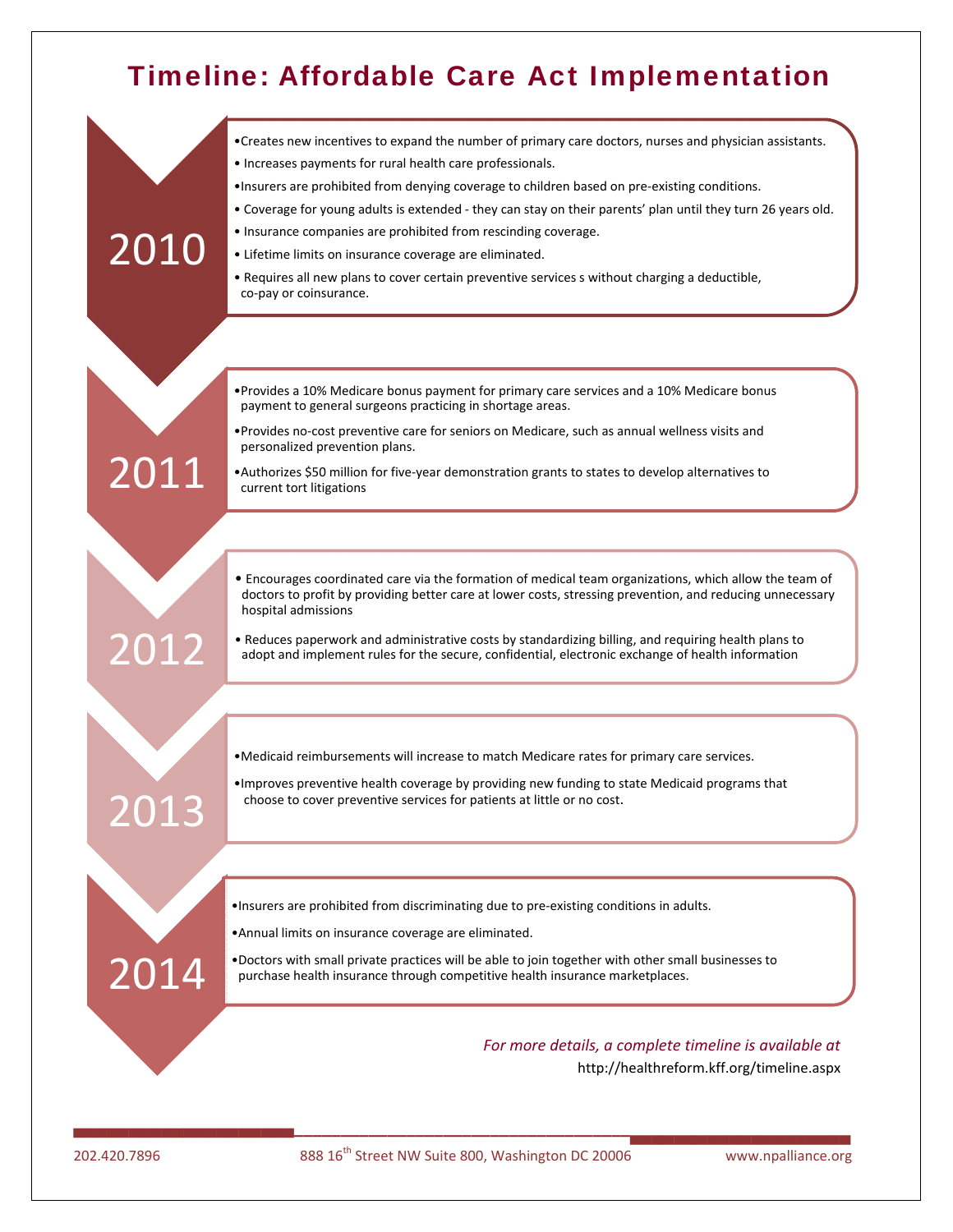# Timeline: Affordable Care Act Implementation

## 2010

- Creates new incentives to expand the number of primary care doctors, nurses and physician assistants.
- Increases payments for rural health care professionals.
- Insurers are prohibited from denying coverage to children based on pre-existing conditions.
- Coverage for young adults is extended - they can stay on their parents' plan until they turn 26 years old.
- Insurance companies are prohibited from rescinding coverage.
- Lifetime limits on insurance coverage are eliminated.
- Requires all new plans to cover certain preventive services s without charging a deductible, co-pay or coinsurance.

## 2011

- Provides a 10% Medicare bonus payment for primary care services and a 10% Medicare bonus payment to general surgeons practicing in shortage areas.
- Provides no-cost preventive care for seniors on Medicare, such as annual wellness visits and personalized prevention plans.
- Authorizes $50 million for five-year demonstration grants to states to develop alternatives to current tort litigations

## 2012

- Encourages coordinated care via the formation of medical team organizations, which allow the team of doctors to profit by providing better care at lower costs, stressing prevention, and reducing unnecessary hospital admissions
- Reduces paperwork and administrative costs by standardizing billing, and requiring health plans to adopt and implement rules for the secure, confidential, electronic exchange of health information

## 2013

- Medicaid reimbursements will increase to match Medicare rates for primary care services.
- Improves preventive health coverage by providing new funding to state Medicaid programs that choose to cover preventive services for patients at little or no cost.

## 2014

- Insurers are prohibited from discriminating due to pre-existing conditions in adults.
- Annual limits on insurance coverage are eliminated.
- Doctors with small private practices will be able to join together with other small businesses to purchase health insurance through competitive health insurance marketplaces.

*For more details, a complete timeline is available at*
http://healthreform.kff.org/timeline.aspx

202.420.7896 | 888 16th Street NW Suite 800, Washington DC 20006 | www.npalliance.org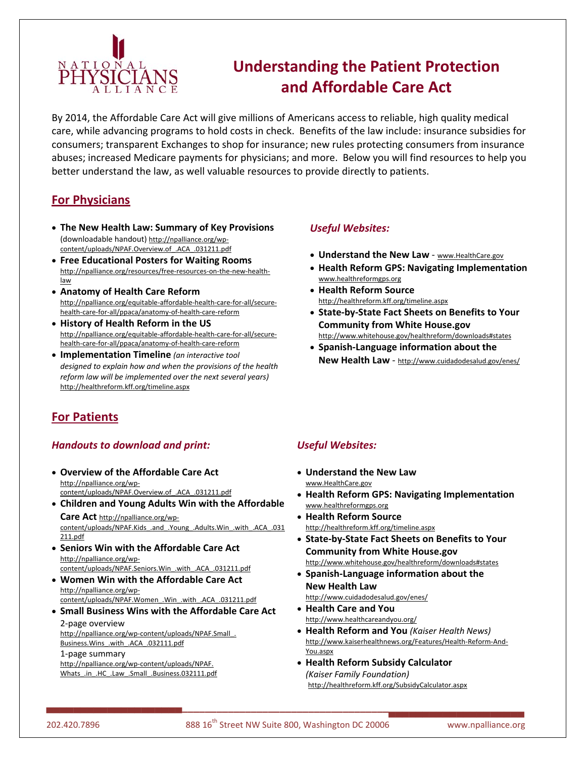National Physicians Alliance

# Understanding the Patient Protection and Affordable Care Act

By 2014, the Affordable Care Act will give millions of Americans access to reliable, high quality medical care, while advancing programs to hold costs in check. Benefits of the law include: insurance subsidies for consumers; transparent Exchanges to shop for insurance; new rules protecting consumers from insurance abuses; increased Medicare payments for physicians; and more. Below you will find resources to help you better understand the law, as well valuable resources to provide directly to patients.

## For Physicians

- **The New Health Law: Summary of Key Provisions** (downloadable handout) http://npalliance.org/wp-content/uploads/NPAF.Overview.of_.ACA_.031211.pdf
- **Free Educational Posters for Waiting Rooms** http://npalliance.org/resources/free-resources-on-the-new-health-law
- **Anatomy of Health Care Reform** http://npalliance.org/equitable-affordable-health-care-for-all/secure-health-care-for-all/ppaca/anatomy-of-health-care-reform
- **History of Health Reform in the US** http://npalliance.org/equitable-affordable-health-care-for-all/secure-health-care-for-all/ppaca/anatomy-of-health-care-reform
- **Implementation Timeline** *(an interactive tool designed to explain how and when the provisions of the health reform law will be implemented over the next several years)* http://healthreform.kff.org/timeline.aspx

### *Useful Websites:*

- **Understand the New Law** - www.HealthCare.gov
- **Health Reform GPS: Navigating Implementation** www.healthreformgps.org
- **Health Reform Source** http://healthreform.kff.org/timeline.aspx
- **State-by-State Fact Sheets on Benefits to Your Community from White House.gov** http://www.whitehouse.gov/healthreform/downloads#states
- **Spanish-Language information about the New Health Law** - http://www.cuidadodesalud.gov/enes/

## For Patients

### *Handouts to download and print:*

- **Overview of the Affordable Care Act** http://npalliance.org/wp-content/uploads/NPAF.Overview.of_.ACA_.031211.pdf
- **Children and Young Adults Win with the Affordable Care Act** http://npalliance.org/wp-content/uploads/NPAF.Kids_.and_.Young_.Adults.Win_.with_.ACA_.031211.pdf
- **Seniors Win with the Affordable Care Act** http://npalliance.org/wp-content/uploads/NPAF.Seniors.Win_.with_.ACA_.031211.pdf
- **Women Win with the Affordable Care Act** http://npalliance.org/wp-content/uploads/NPAF.Women_.Win_.with_.ACA_.031211.pdf
- **Small Business Wins with the Affordable Care Act**
  2-page overview
  http://npalliance.org/wp-content/uploads/NPAF.Small_.Business.Wins_.with_.ACA_.032111.pdf
  1-page summary
  http://npalliance.org/wp-content/uploads/NPAF.Whats_.in_.HC_.Law_.Small_.Business.032111.pdf

### *Useful Websites:*

- **Understand the New Law** www.HealthCare.gov
- **Health Reform GPS: Navigating Implementation** www.healthreformgps.org
- **Health Reform Source** http://healthreform.kff.org/timeline.aspx
- **State-by-State Fact Sheets on Benefits to Your Community from White House.gov** http://www.whitehouse.gov/healthreform/downloads#states
- **Spanish-Language information about the New Health Law** http://www.cuidadodesalud.gov/enes/
- **Health Care and You** http://www.healthcareandyou.org/
- **Health Reform and You** *(Kaiser Health News)* http://www.kaiserhealthnews.org/Features/Health-Reform-And-You.aspx
- **Health Reform Subsidy Calculator** *(Kaiser Family Foundation)* http://healthreform.kff.org/SubsidyCalculator.aspx

202.420.7896 | 888 16th Street NW Suite 800, Washington DC 20006 | www.npalliance.org